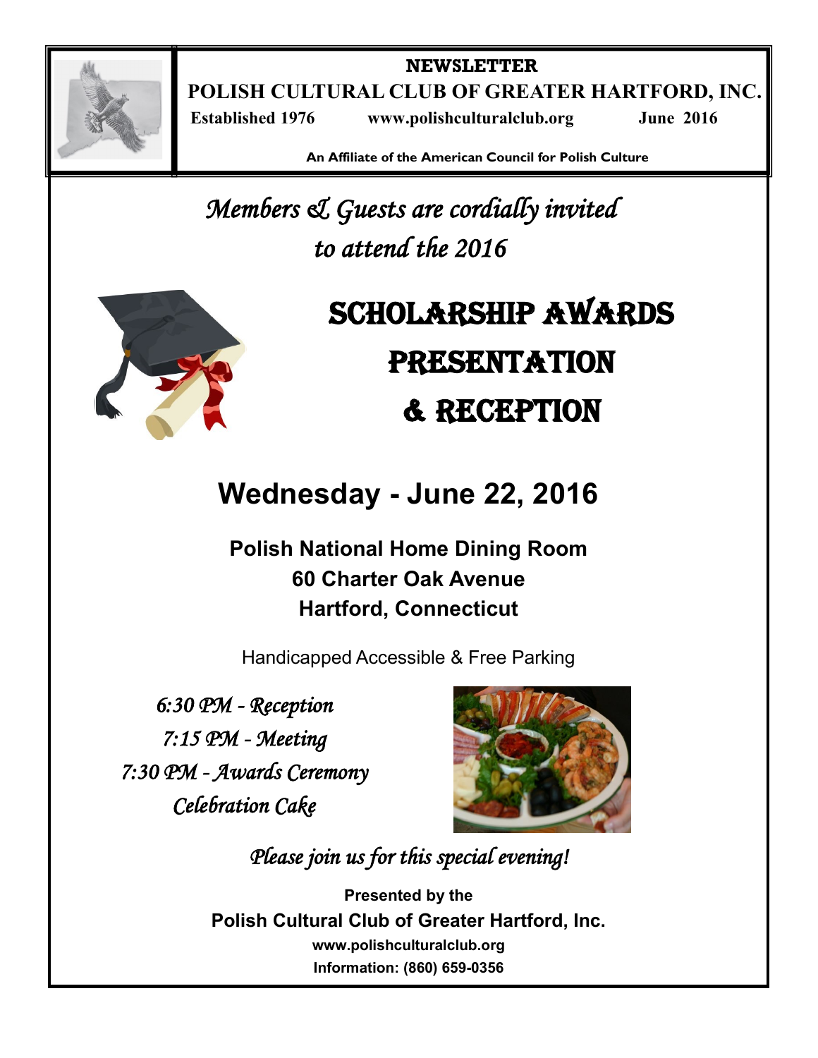**NEWSLETTER**

# POLISH CULTURAL CLUB OF GREATER HARTFORD, INC.

**Established 1976** **www.polishculturalclub.org** **June 2016**

**An Affiliate of the American Council for Polish Culture**

*Members & Guests are cordially invited to attend the 2016*

# SCHOLARSHIP AWARDS PRESENTATION & RECEPTION

## Wednesday - June 22, 2016

**Polish National Home Dining Room**
**60 Charter Oak Avenue**
**Hartford, Connecticut**

Handicapped Accessible & Free Parking

*6:30 PM - Reception*
*7:15 PM - Meeting*
*7:30 PM - Awards Ceremony*
*Celebration Cake*

*Please join us for this special evening!*

**Presented by the**
**Polish Cultural Club of Greater Hartford, Inc.**
**www.polishculturalclub.org**
**Information: (860) 659-0356**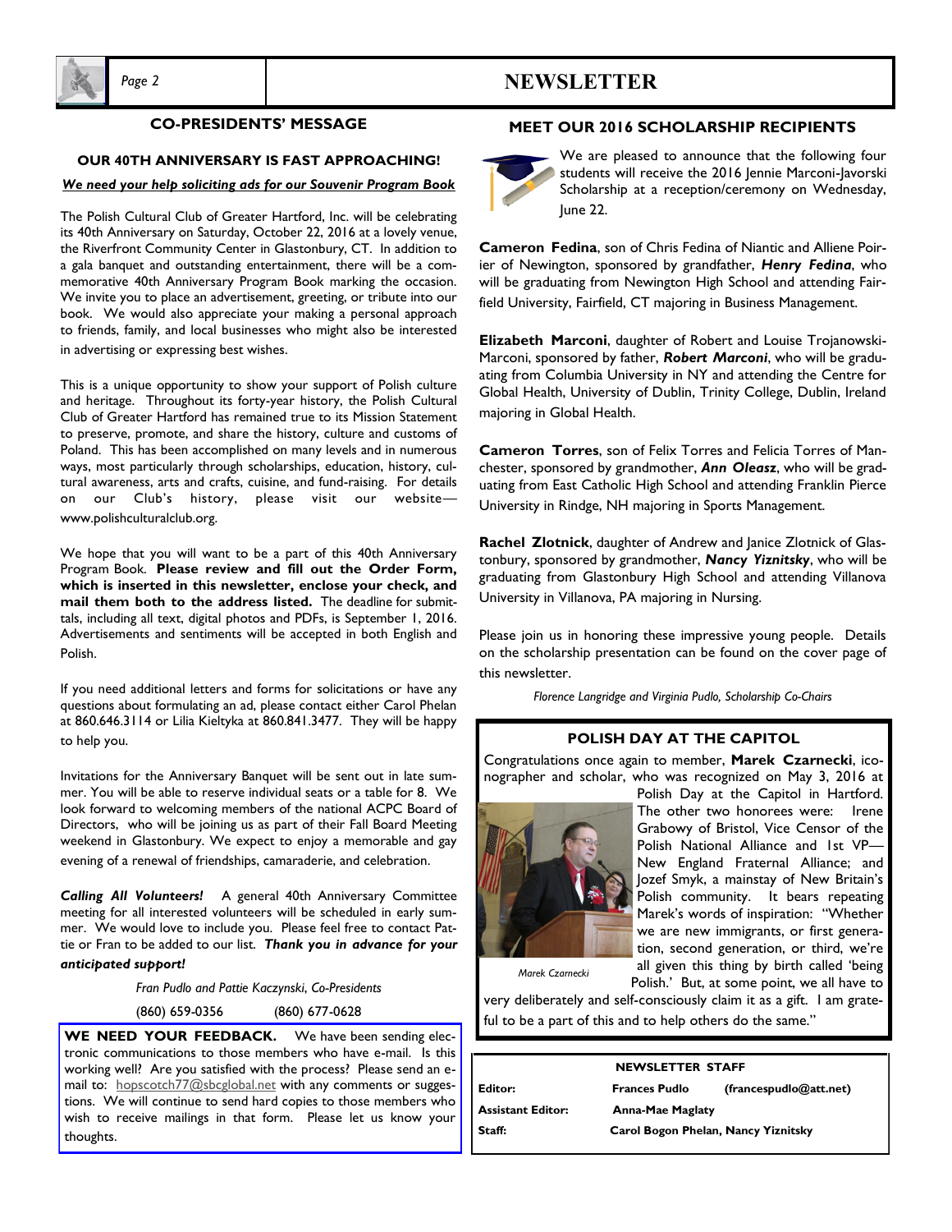## CO-PRESIDENTS' MESSAGE

### OUR 40TH ANNIVERSARY IS FAST APPROACHING!

***We need your help soliciting ads for our Souvenir Program Book***

The Polish Cultural Club of Greater Hartford, Inc. will be celebrating its 40th Anniversary on Saturday, October 22, 2016 at a lovely venue, the Riverfront Community Center in Glastonbury, CT. In addition to a gala banquet and outstanding entertainment, there will be a commemorative 40th Anniversary Program Book marking the occasion. We invite you to place an advertisement, greeting, or tribute into our book. We would also appreciate your making a personal approach to friends, family, and local businesses who might also be interested in advertising or expressing best wishes.

This is a unique opportunity to show your support of Polish culture and heritage. Throughout its forty-year history, the Polish Cultural Club of Greater Hartford has remained true to its Mission Statement to preserve, promote, and share the history, culture and customs of Poland. This has been accomplished on many levels and in numerous ways, most particularly through scholarships, education, history, cultural awareness, arts and crafts, cuisine, and fund-raising. For details on our Club's history, please visit our website—www.polishculturalclub.org.

We hope that you will want to be a part of this 40th Anniversary Program Book. **Please review and fill out the Order Form, which is inserted in this newsletter, enclose your check, and mail them both to the address listed.** The deadline for submittals, including all text, digital photos and PDFs, is September 1, 2016. Advertisements and sentiments will be accepted in both English and Polish.

If you need additional letters and forms for solicitations or have any questions about formulating an ad, please contact either Carol Phelan at 860.646.3114 or Lilia Kieltyka at 860.841.3477. They will be happy to help you.

Invitations for the Anniversary Banquet will be sent out in late summer. You will be able to reserve individual seats or a table for 8. We look forward to welcoming members of the national ACPC Board of Directors, who will be joining us as part of their Fall Board Meeting weekend in Glastonbury. We expect to enjoy a memorable and gay evening of a renewal of friendships, camaraderie, and celebration.

***Calling All Volunteers!*** A general 40th Anniversary Committee meeting for all interested volunteers will be scheduled in early summer. We would love to include you. Please feel free to contact Pattie or Fran to be added to our list. ***Thank you in advance for your anticipated support!***

*Fran Pudlo and Pattie Kaczynski, Co-Presidents*

(860) 659-0356 (860) 677-0628

**WE NEED YOUR FEEDBACK.** We have been sending electronic communications to those members who have e-mail. Is this working well? Are you satisfied with the process? Please send an e-mail to: hopscotch77@sbcglobal.net with any comments or suggestions. We will continue to send hard copies to those members who wish to receive mailings in that form. Please let us know your thoughts.

## MEET OUR 2016 SCHOLARSHIP RECIPIENTS

We are pleased to announce that the following four students will receive the 2016 Jennie Marconi-Javorski Scholarship at a reception/ceremony on Wednesday, June 22.

**Cameron Fedina**, son of Chris Fedina of Niantic and Alliene Poirier of Newington, sponsored by grandfather, ***Henry Fedina***, who will be graduating from Newington High School and attending Fairfield University, Fairfield, CT majoring in Business Management.

**Elizabeth Marconi**, daughter of Robert and Louise Trojanowski-Marconi, sponsored by father, ***Robert Marconi***, who will be graduating from Columbia University in NY and attending the Centre for Global Health, University of Dublin, Trinity College, Dublin, Ireland majoring in Global Health.

**Cameron Torres**, son of Felix Torres and Felicia Torres of Manchester, sponsored by grandmother, ***Ann Oleasz***, who will be graduating from East Catholic High School and attending Franklin Pierce University in Rindge, NH majoring in Sports Management.

**Rachel Zlotnick**, daughter of Andrew and Janice Zlotnick of Glastonbury, sponsored by grandmother, ***Nancy Yiznitsky***, who will be graduating from Glastonbury High School and attending Villanova University in Villanova, PA majoring in Nursing.

Please join us in honoring these impressive young people. Details on the scholarship presentation can be found on the cover page of this newsletter.

*Florence Langridge and Virginia Pudlo, Scholarship Co-Chairs*

## POLISH DAY AT THE CAPITOL

Congratulations once again to member, **Marek Czarnecki**, iconographer and scholar, who was recognized on May 3, 2016 at Polish Day at the Capitol in Hartford. The other two honorees were: Irene Grabowy of Bristol, Vice Censor of the Polish National Alliance and 1st VP—New England Fraternal Alliance; and Jozef Smyk, a mainstay of New Britain's Polish community. It bears repeating Marek's words of inspiration: "Whether we are new immigrants, or first generation, second generation, or third, we're all given this thing by birth called 'being Polish.' But, at some point, we all have to very deliberately and self-consciously claim it as a gift. I am grateful to be a part of this and to help others do the same."

*Marek Czarnecki*

**NEWSLETTER STAFF**

| | | |
|---|---|---|
| **Editor:** | **Frances Pudlo** | **(francespudlo@att.net)** |
| **Assistant Editor:** | **Anna-Mae Maglaty** | |
| **Staff:** | **Carol Bogon Phelan, Nancy Yiznitsky** | |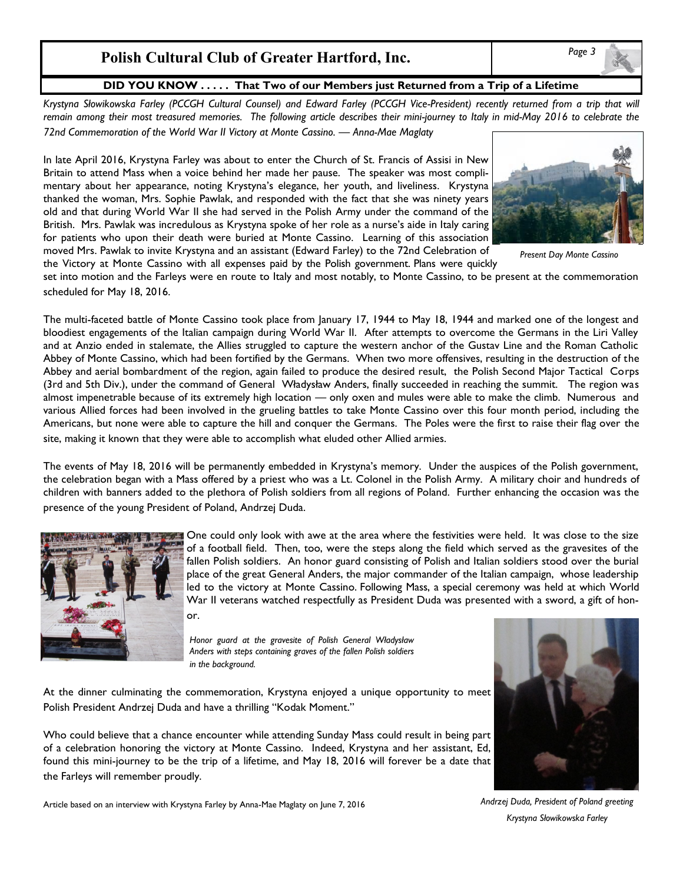## DID YOU KNOW . . . . . That Two of our Members just Returned from a Trip of a Lifetime

*Krystyna Słowikowska Farley (PCCGH Cultural Counsel) and Edward Farley (PCCGH Vice-President) recently returned from a trip that will remain among their most treasured memories. The following article describes their mini-journey to Italy in mid-May 2016 to celebrate the 72nd Commemoration of the World War II Victory at Monte Cassino. — Anna-Mae Maglaty*

In late April 2016, Krystyna Farley was about to enter the Church of St. Francis of Assisi in New Britain to attend Mass when a voice behind her made her pause. The speaker was most complimentary about her appearance, noting Krystyna's elegance, her youth, and liveliness. Krystyna thanked the woman, Mrs. Sophie Pawlak, and responded with the fact that she was ninety years old and that during World War II she had served in the Polish Army under the command of the British. Mrs. Pawlak was incredulous as Krystyna spoke of her role as a nurse's aide in Italy caring for patients who upon their death were buried at Monte Cassino. Learning of this association moved Mrs. Pawlak to invite Krystyna and an assistant (Edward Farley) to the 72nd Celebration of the Victory at Monte Cassino with all expenses paid by the Polish government. Plans were quickly set into motion and the Farleys were en route to Italy and most notably, to Monte Cassino, to be present at the commemoration scheduled for May 18, 2016.

*Present Day Monte Cassino*

The multi-faceted battle of Monte Cassino took place from January 17, 1944 to May 18, 1944 and marked one of the longest and bloodiest engagements of the Italian campaign during World War II. After attempts to overcome the Germans in the Liri Valley and at Anzio ended in stalemate, the Allies struggled to capture the western anchor of the Gustav Line and the Roman Catholic Abbey of Monte Cassino, which had been fortified by the Germans. When two more offensives, resulting in the destruction of the Abbey and aerial bombardment of the region, again failed to produce the desired result, the Polish Second Major Tactical Corps (3rd and 5th Div.), under the command of General Władysław Anders, finally succeeded in reaching the summit. The region was almost impenetrable because of its extremely high location — only oxen and mules were able to make the climb. Numerous and various Allied forces had been involved in the grueling battles to take Monte Cassino over this four month period, including the Americans, but none were able to capture the hill and conquer the Germans. The Poles were the first to raise their flag over the site, making it known that they were able to accomplish what eluded other Allied armies.

The events of May 18, 2016 will be permanently embedded in Krystyna's memory. Under the auspices of the Polish government, the celebration began with a Mass offered by a priest who was a Lt. Colonel in the Polish Army. A military choir and hundreds of children with banners added to the plethora of Polish soldiers from all regions of Poland. Further enhancing the occasion was the presence of the young President of Poland, Andrzej Duda.

One could only look with awe at the area where the festivities were held. It was close to the size of a football field. Then, too, were the steps along the field which served as the gravesites of the fallen Polish soldiers. An honor guard consisting of Polish and Italian soldiers stood over the burial place of the great General Anders, the major commander of the Italian campaign, whose leadership led to the victory at Monte Cassino. Following Mass, a special ceremony was held at which World War II veterans watched respectfully as President Duda was presented with a sword, a gift of honor.

*Honor guard at the gravesite of Polish General Władysław Anders with steps containing graves of the fallen Polish soldiers in the background.*

At the dinner culminating the commemoration, Krystyna enjoyed a unique opportunity to meet Polish President Andrzej Duda and have a thrilling "Kodak Moment."

Who could believe that a chance encounter while attending Sunday Mass could result in being part of a celebration honoring the victory at Monte Cassino. Indeed, Krystyna and her assistant, Ed, found this mini-journey to be the trip of a lifetime, and May 18, 2016 will forever be a date that the Farleys will remember proudly.

*Andrzej Duda, President of Poland greeting Krystyna Słowikowska Farley*

Article based on an interview with Krystyna Farley by Anna-Mae Maglaty on June 7, 2016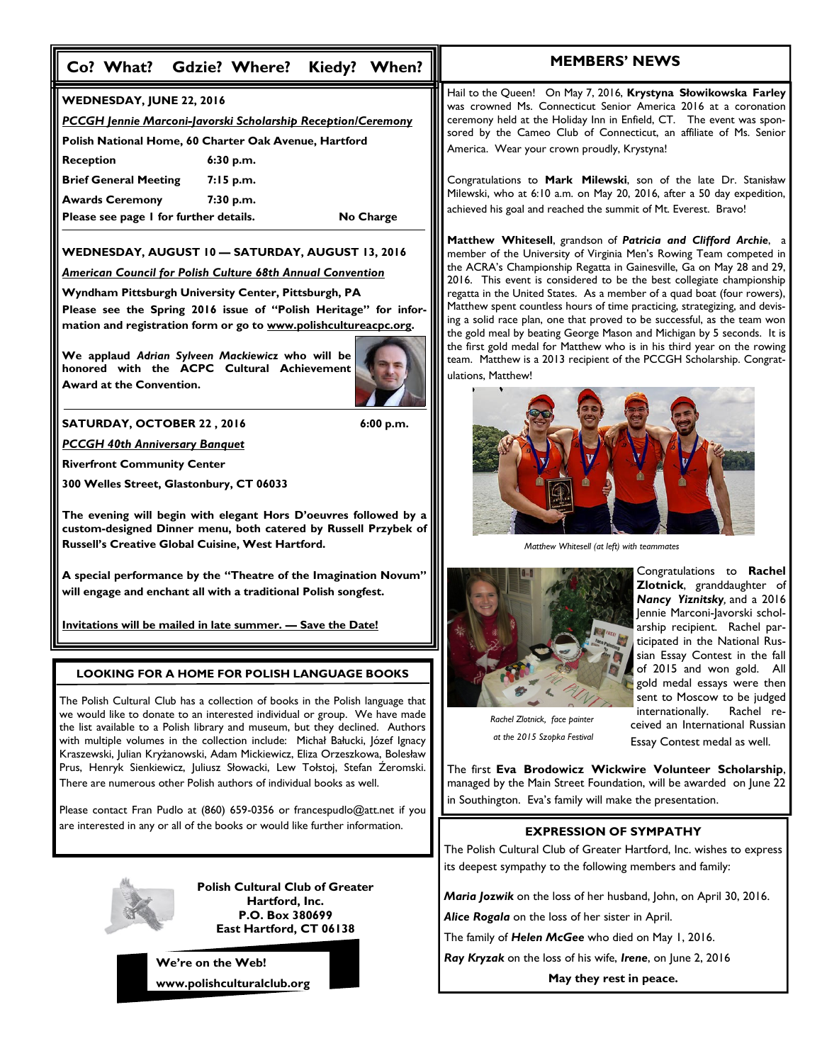# Co? What? Gdzie? Where? Kiedy? When?

**WEDNESDAY, JUNE 22, 2016**

***PCCGH Jennie Marconi-Javorski Scholarship Reception/Ceremony***

**Polish National Home, 60 Charter Oak Avenue, Hartford**

| | |
|---|---|
| **Reception** | **6:30 p.m.** |
| **Brief General Meeting** | **7:15 p.m.** |
| **Awards Ceremony** | **7:30 p.m.** |

**Please see page 1 for further details.** **No Charge**

**WEDNESDAY, AUGUST 10 — SATURDAY, AUGUST 13, 2016**

***American Council for Polish Culture 68th Annual Convention***

**Wyndham Pittsburgh University Center, Pittsburgh, PA**

**Please see the Spring 2016 issue of "Polish Heritage" for information and registration form or go to www.polishcultureacpc.org.**

**We applaud *Adrian Sylveen Mackiewicz* who will be honored with the ACPC Cultural Achievement Award at the Convention.**

**SATURDAY, OCTOBER 22, 2016** **6:00 p.m.**

***PCCGH 40th Anniversary Banquet***

**Riverfront Community Center**

**300 Welles Street, Glastonbury, CT 06033**

**The evening will begin with elegant Hors D'oeuvres followed by a custom-designed Dinner menu, both catered by Russell Przybek of Russell's Creative Global Cuisine, West Hartford.**

**A special performance by the "Theatre of the Imagination Novum" will engage and enchant all with a traditional Polish songfest.**

**Invitations will be mailed in late summer. — Save the Date!**

## LOOKING FOR A HOME FOR POLISH LANGUAGE BOOKS

The Polish Cultural Club has a collection of books in the Polish language that we would like to donate to an interested individual or group. We have made the list available to a Polish library and museum, but they declined. Authors with multiple volumes in the collection include: Michał Bałucki, Józef Ignacy Kraszewski, Julian Kryżanowski, Adam Mickiewicz, Eliza Orzeszkowa, Bolesław Prus, Henryk Sienkiewicz, Juliusz Słowacki, Lew Tołstoj, Stefan Żeromski. There are numerous other Polish authors of individual books as well.

Please contact Fran Pudlo at (860) 659-0356 or francespudlo@att.net if you are interested in any or all of the books or would like further information.

**Polish Cultural Club of Greater Hartford, Inc.**
**P.O. Box 380699**
**East Hartford, CT 06138**

**We're on the Web!**
**www.polishculturalclub.org**

# MEMBERS' NEWS

Hail to the Queen! On May 7, 2016, **Krystyna Słowikowska Farley** was crowned Ms. Connecticut Senior America 2016 at a coronation ceremony held at the Holiday Inn in Enfield, CT. The event was sponsored by the Cameo Club of Connecticut, an affiliate of Ms. Senior America. Wear your crown proudly, Krystyna!

Congratulations to **Mark Milewski**, son of the late Dr. Stanisław Milewski, who at 6:10 a.m. on May 20, 2016, after a 50 day expedition, achieved his goal and reached the summit of Mt. Everest. Bravo!

**Matthew Whitesell**, grandson of ***Patricia and Clifford Archie***, a member of the University of Virginia Men's Rowing Team competed in the ACRA's Championship Regatta in Gainesville, Ga on May 28 and 29, 2016. This event is considered to be the best collegiate championship regatta in the United States. As a member of a quad boat (four rowers), Matthew spent countless hours of time practicing, strategizing, and devising a solid race plan, one that proved to be successful, as the team won the gold meal by beating George Mason and Michigan by 5 seconds. It is the first gold medal for Matthew who is in his third year on the rowing team. Matthew is a 2013 recipient of the PCCGH Scholarship. Congratulations, Matthew!

*Matthew Whitesell (at left) with teammates*

Congratulations to **Rachel Zlotnick**, granddaughter of ***Nancy Yiznitsky***, and a 2016 Jennie Marconi-Javorski scholarship recipient. Rachel participated in the National Russian Essay Contest in the fall of 2015 and won gold. All gold medal essays were then sent to Moscow to be judged internationally. Rachel received an International Russian Essay Contest medal as well.

*Rachel Zlotnick, face painter at the 2015 Szopka Festival*

The first **Eva Brodowicz Wickwire Volunteer Scholarship**, managed by the Main Street Foundation, will be awarded on June 22 in Southington. Eva's family will make the presentation.

## EXPRESSION OF SYMPATHY

The Polish Cultural Club of Greater Hartford, Inc. wishes to express its deepest sympathy to the following members and family:

***Maria Jozwik*** on the loss of her husband, John, on April 30, 2016.

***Alice Rogala*** on the loss of her sister in April.

The family of ***Helen McGee*** who died on May 1, 2016.

***Ray Kryzak*** on the loss of his wife, ***Irene***, on June 2, 2016

**May they rest in peace.**